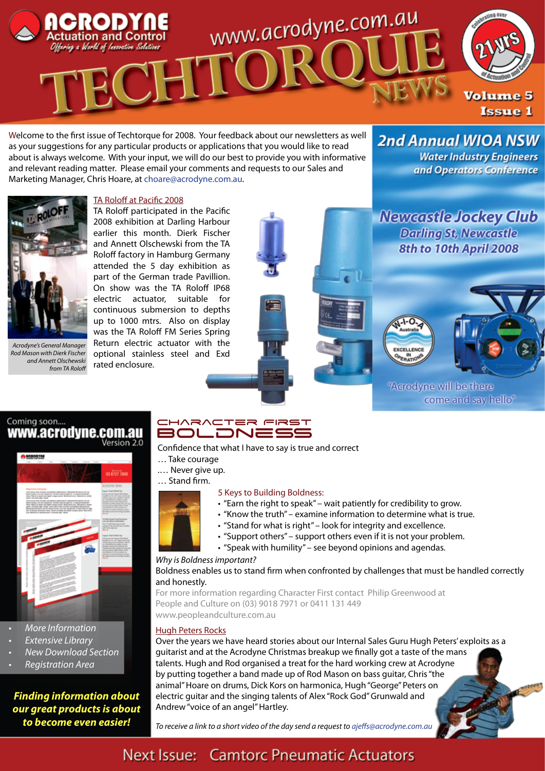# Acrodyne Actuation and Control

*Offering a World of Innovative Solutions*

www.acrodyne.com.au

# TECHTORQUE NEWS

Celebrating over 21yrs of Actuation and Control

Volume 5 Issue 1

Welcome to the first issue of Techtorque for 2008. Your feedback about our newsletters as well as your suggestions for any particular products or applications that you would like to read about is always welcome. With your input, we will do our best to provide you with informative and relevant reading matter. Please email your comments and requests to our Sales and Marketing Manager, Chris Hoare, at choare@acrodyne.com.au.

## TA Roloff at Pacific 2008

TA Roloff participated in the Pacific 2008 exhibition at Darling Harbour earlier this month. Dierk Fischer and Annett Olschewski from the TA Roloff factory in Hamburg Germany attended the 5 day exhibition as part of the German trade Pavillion. On show was the TA Roloff IP68 electric actuator, suitable for continuous submersion to depths up to 1000 mtrs. Also on display was the TA Roloff FM Series Spring Return electric actuator with the optional stainless steel and Exd rated enclosure.

*Acrodyne's General Manager Rod Mason with Dierk Fischer and Annett Olschewski from TA Roloff*

## 2nd Annual WIOA NSW

### Water Industry Engineers and Operators Conference

### Newcastle Jockey Club

Darling St, Newcastle

8th to 10th April 2008

W-I-O-A Australia – Excellence in Operations

"Acrodyne will be there come and say hello"

## Coming soon.... www.acrodyne.com.au Version 2.0

- More Information
- Extensive Library
- New Download Section
- Registration Area

***Finding information about our great products is about to become even easier!***

## Character First

## Boldness

Confidence that what I have to say is true and correct

… Take courage

…. Never give up.

… Stand firm.

5 Keys to Building Boldness:

- "Earn the right to speak" – wait patiently for credibility to grow.
- "Know the truth" – examine information to determine what is true.
- "Stand for what is right" – look for integrity and excellence.
- "Support others" – support others even if it is not your problem.
- "Speak with humility" – see beyond opinions and agendas.

*Why is Boldness important?*

Boldness enables us to stand firm when confronted by challenges that must be handled correctly and honestly.

For more information regarding Character First contact Philip Greenwood at People and Culture on (03) 9018 7971 or 0411 131 449 www.peopleandculture.com.au

## Hugh Peters Rocks

Over the years we have heard stories about our Internal Sales Guru Hugh Peters' exploits as a guitarist and at the Acrodyne Christmas breakup we finally got a taste of the mans talents. Hugh and Rod organised a treat for the hard working crew at Acrodyne by putting together a band made up of Rod Mason on bass guitar, Chris "the animal" Hoare on drums, Dick Kors on harmonica, Hugh "George" Peters on electric guitar and the singing talents of Alex "Rock God" Grunwald and Andrew "voice of an angel" Hartley.

*To receive a link to a short video of the day send a request to ajeffs@acrodyne.com.au*

Next Issue: Camtorc Pneumatic Actuators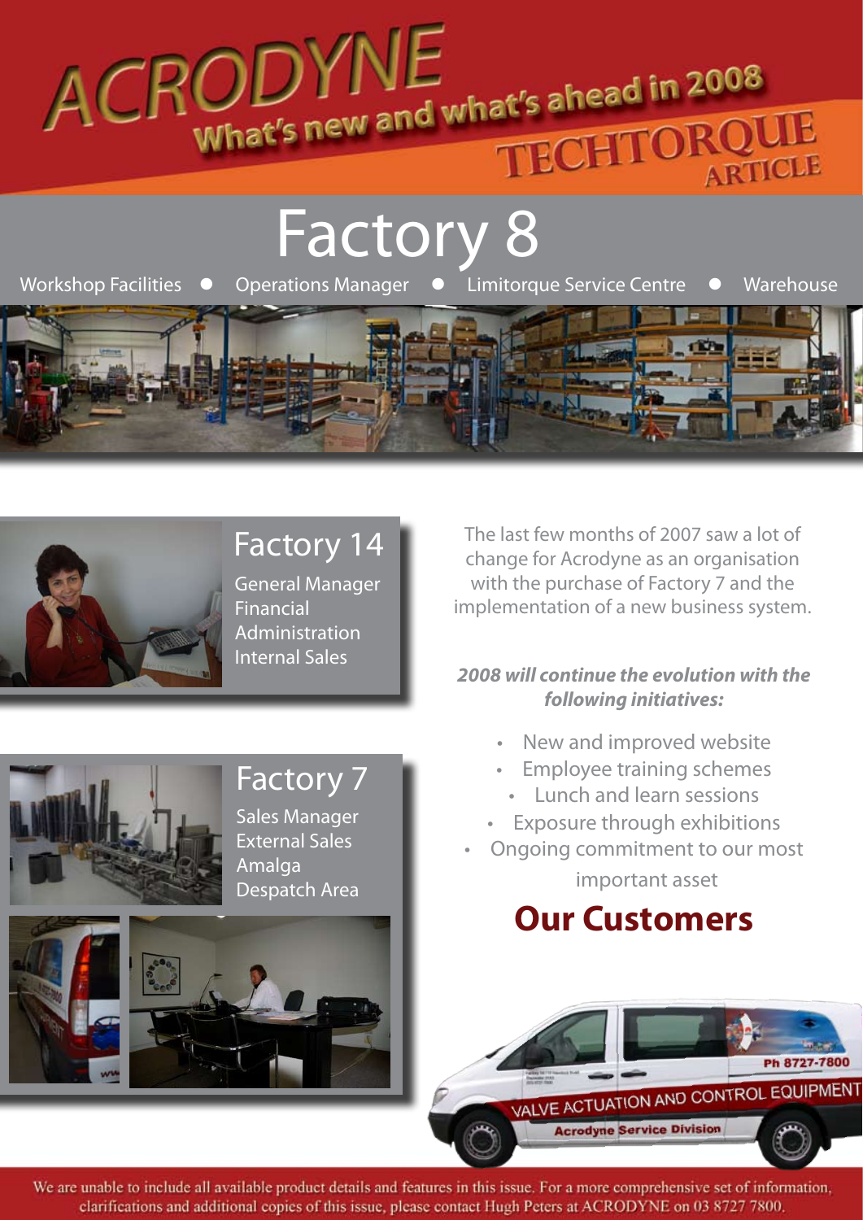# ACRODYNE

## What's new and what's ahead in 2008

TECHTORQUE ARTICLE

## Factory 8

Workshop Facilities • Operations Manager • Limitorque Service Centre • Warehouse

## Factory 14

General Manager
Financial
Administration
Internal Sales

## Factory 7

Sales Manager
External Sales
Amalga
Despatch Area

The last few months of 2007 saw a lot of change for Acrodyne as an organisation with the purchase of Factory 7 and the implementation of a new business system.

***2008 will continue the evolution with the following initiatives:***

- New and improved website
- Employee training schemes
- Lunch and learn sessions
- Exposure through exhibitions
- Ongoing commitment to our most important asset

## Our Customers

We are unable to include all available product details and features in this issue. For a more comprehensive set of information, clarifications and additional copies of this issue, please contact Hugh Peters at ACRODYNE on 03 8727 7800.